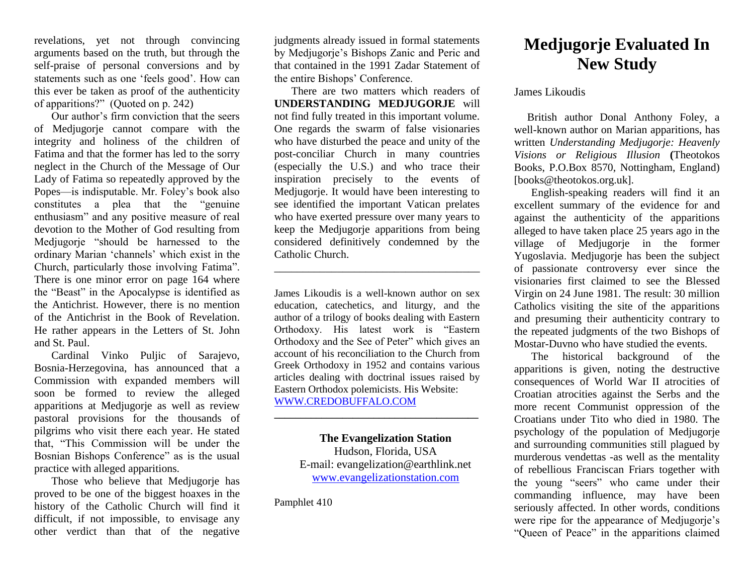revelations, yet not through convincing arguments based on the truth, but through the self-praise of personal conversions and by statements such as one 'feels good'. How can this ever be taken as proof of the authenticity of apparitions?" (Quoted on p. 242)

Our author's firm conviction that the seers of Medjugorje cannot compare with the integrity and holiness of the children of Fatima and that the former has led to the sorry neglect in the Church of the Message of Our Lady of Fatima so repeatedly approved by the Popes—is indisputable. Mr. Foley's book also constitutes a plea that the "genuine enthusiasm" and any positive measure of real devotion to the Mother of God resulting from Medjugorje "should be harnessed to the ordinary Marian 'channels' which exist in the Church, particularly those involving Fatima". There is one minor error on page 164 where the "Beast" in the Apocalypse is identified as the Antichrist. However, there is no mention of the Antichrist in the Book of Revelation. He rather appears in the Letters of St. John and St. Paul.

Cardinal Vinko Puljic of Sarajevo, Bosnia-Herzegovina, has announced that a Commission with expanded members will soon be formed to review the alleged apparitions at Medjugorje as well as review pastoral provisions for the thousands of pilgrims who visit there each year. He stated that, "This Commission will be under the Bosnian Bishops Conference" as is the usual practice with alleged apparitions.

Those who believe that Medjugorje has proved to be one of the biggest hoaxes in the history of the Catholic Church will find it difficult, if not impossible, to envisage any other verdict than that of the negative judgments already issued in formal statements by Medjugorje's Bishops Zanic and Peric and that contained in the 1991 Zadar Statement of the entire Bishops' Conference.

There are two matters which readers of **UNDERSTANDING MEDJUGORJE** will not find fully treated in this important volume. One regards the swarm of false visionaries who have disturbed the peace and unity of the post-conciliar Church in many countries (especially the U.S.) and who trace their inspiration precisely to the events of Medjugorje. It would have been interesting to see identified the important Vatican prelates who have exerted pressure over many years to keep the Medjugorje apparitions from being considered definitively condemned by the Catholic Church.

---

James Likoudis is a well-known author on sex education, catechetics, and liturgy, and the author of a trilogy of books dealing with Eastern Orthodoxy. His latest work is "Eastern Orthodoxy and the See of Peter" which gives an account of his reconciliation to the Church from Greek Orthodoxy in 1952 and contains various articles dealing with doctrinal issues raised by Eastern Orthodox polemicists. His Website: WWW.CREDOBUFFALO.COM

---

**The Evangelization Station**
Hudson, Florida, USA
E-mail: evangelization@earthlink.net
www.evangelizationstation.com

Pamphlet 410

# Medjugorje Evaluated In New Study

James Likoudis

British author Donal Anthony Foley, a well-known author on Marian apparitions, has written *Understanding Medjugorje: Heavenly Visions or Religious Illusion* **(**Theotokos Books, P.O.Box 8570, Nottingham, England) [books@theotokos.org.uk].

English-speaking readers will find it an excellent summary of the evidence for and against the authenticity of the apparitions alleged to have taken place 25 years ago in the village of Medjugorje in the former Yugoslavia. Medjugorje has been the subject of passionate controversy ever since the visionaries first claimed to see the Blessed Virgin on 24 June 1981. The result: 30 million Catholics visiting the site of the apparitions and presuming their authenticity contrary to the repeated judgments of the two Bishops of Mostar-Duvno who have studied the events.

The historical background of the apparitions is given, noting the destructive consequences of World War II atrocities of Croatian atrocities against the Serbs and the more recent Communist oppression of the Croatians under Tito who died in 1980. The psychology of the population of Medjugorje and surrounding communities still plagued by murderous vendettas -as well as the mentality of rebellious Franciscan Friars together with the young "seers" who came under their commanding influence, may have been seriously affected. In other words, conditions were ripe for the appearance of Medjugorje's "Queen of Peace" in the apparitions claimed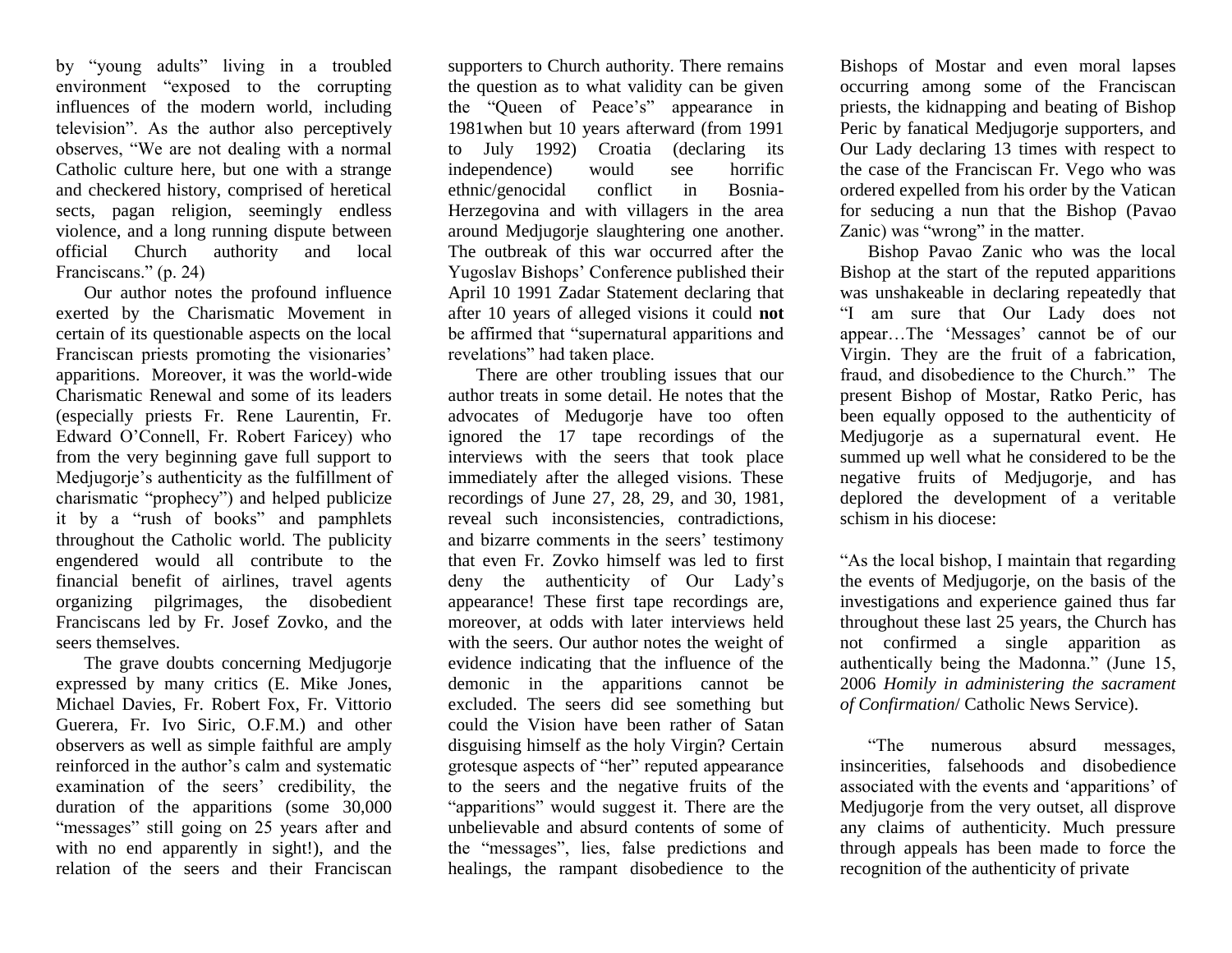by "young adults" living in a troubled environment "exposed to the corrupting influences of the modern world, including television". As the author also perceptively observes, "We are not dealing with a normal Catholic culture here, but one with a strange and checkered history, comprised of heretical sects, pagan religion, seemingly endless violence, and a long running dispute between official Church authority and local Franciscans." (p. 24)

Our author notes the profound influence exerted by the Charismatic Movement in certain of its questionable aspects on the local Franciscan priests promoting the visionaries' apparitions. Moreover, it was the world-wide Charismatic Renewal and some of its leaders (especially priests Fr. Rene Laurentin, Fr. Edward O'Connell, Fr. Robert Faricey) who from the very beginning gave full support to Medjugorje's authenticity as the fulfillment of charismatic "prophecy") and helped publicize it by a "rush of books" and pamphlets throughout the Catholic world. The publicity engendered would all contribute to the financial benefit of airlines, travel agents organizing pilgrimages, the disobedient Franciscans led by Fr. Josef Zovko, and the seers themselves.

The grave doubts concerning Medjugorje expressed by many critics (E. Mike Jones, Michael Davies, Fr. Robert Fox, Fr. Vittorio Guerera, Fr. Ivo Siric, O.F.M.) and other observers as well as simple faithful are amply reinforced in the author's calm and systematic examination of the seers' credibility, the duration of the apparitions (some 30,000 "messages" still going on 25 years after and with no end apparently in sight!), and the relation of the seers and their Franciscan supporters to Church authority. There remains the question as to what validity can be given the "Queen of Peace's" appearance in 1981when but 10 years afterward (from 1991 to July 1992) Croatia (declaring its independence) would see horrific ethnic/genocidal conflict in Bosnia-Herzegovina and with villagers in the area around Medjugorje slaughtering one another. The outbreak of this war occurred after the Yugoslav Bishops' Conference published their April 10 1991 Zadar Statement declaring that after 10 years of alleged visions it could **not** be affirmed that "supernatural apparitions and revelations" had taken place.

There are other troubling issues that our author treats in some detail. He notes that the advocates of Medugorje have too often ignored the 17 tape recordings of the interviews with the seers that took place immediately after the alleged visions. These recordings of June 27, 28, 29, and 30, 1981, reveal such inconsistencies, contradictions, and bizarre comments in the seers' testimony that even Fr. Zovko himself was led to first deny the authenticity of Our Lady's appearance! These first tape recordings are, moreover, at odds with later interviews held with the seers. Our author notes the weight of evidence indicating that the influence of the demonic in the apparitions cannot be excluded. The seers did see something but could the Vision have been rather of Satan disguising himself as the holy Virgin? Certain grotesque aspects of "her" reputed appearance to the seers and the negative fruits of the "apparitions" would suggest it. There are the unbelievable and absurd contents of some of the "messages", lies, false predictions and healings, the rampant disobedience to the Bishops of Mostar and even moral lapses occurring among some of the Franciscan priests, the kidnapping and beating of Bishop Peric by fanatical Medjugorje supporters, and Our Lady declaring 13 times with respect to the case of the Franciscan Fr. Vego who was ordered expelled from his order by the Vatican for seducing a nun that the Bishop (Pavao Zanic) was "wrong" in the matter.

Bishop Pavao Zanic who was the local Bishop at the start of the reputed apparitions was unshakeable in declaring repeatedly that "I am sure that Our Lady does not appear…The 'Messages' cannot be of our Virgin. They are the fruit of a fabrication, fraud, and disobedience to the Church." The present Bishop of Mostar, Ratko Peric, has been equally opposed to the authenticity of Medjugorje as a supernatural event. He summed up well what he considered to be the negative fruits of Medjugorje, and has deplored the development of a veritable schism in his diocese:

"As the local bishop, I maintain that regarding the events of Medjugorje, on the basis of the investigations and experience gained thus far throughout these last 25 years, the Church has not confirmed a single apparition as authentically being the Madonna." (June 15, 2006 *Homily in administering the sacrament of Confirmation*/ Catholic News Service).

"The numerous absurd messages, insincerities, falsehoods and disobedience associated with the events and 'apparitions' of Medjugorje from the very outset, all disprove any claims of authenticity. Much pressure through appeals has been made to force the recognition of the authenticity of private